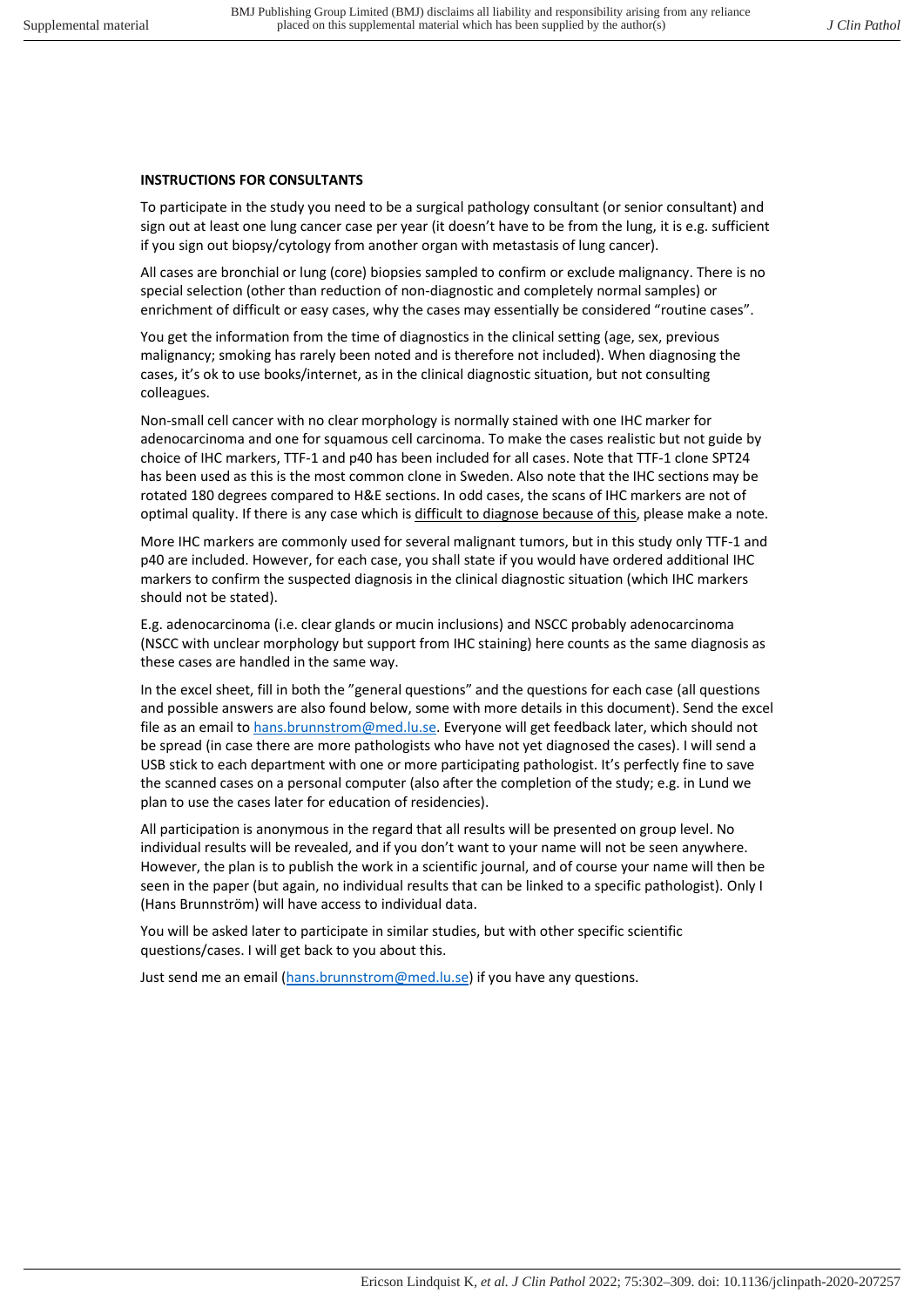**INSTRUCTIONS FOR CONSULTANTS**

To participate in the study you need to be a surgical pathology consultant (or senior consultant) and sign out at least one lung cancer case per year (it doesn't have to be from the lung, it is e.g. sufficient if you sign out biopsy/cytology from another organ with metastasis of lung cancer).

All cases are bronchial or lung (core) biopsies sampled to confirm or exclude malignancy. There is no special selection (other than reduction of non-diagnostic and completely normal samples) or enrichment of difficult or easy cases, why the cases may essentially be considered "routine cases".

You get the information from the time of diagnostics in the clinical setting (age, sex, previous malignancy; smoking has rarely been noted and is therefore not included). When diagnosing the cases, it's ok to use books/internet, as in the clinical diagnostic situation, but not consulting colleagues.

Non-small cell cancer with no clear morphology is normally stained with one IHC marker for adenocarcinoma and one for squamous cell carcinoma. To make the cases realistic but not guide by choice of IHC markers, TTF-1 and p40 has been included for all cases. Note that TTF-1 clone SPT24 has been used as this is the most common clone in Sweden. Also note that the IHC sections may be rotated 180 degrees compared to H&E sections. In odd cases, the scans of IHC markers are not of optimal quality. If there is any case which is <u>difficult to diagnose because of this</u>, please make a note.

More IHC markers are commonly used for several malignant tumors, but in this study only TTF-1 and p40 are included. However, for each case, you shall state if you would have ordered additional IHC markers to confirm the suspected diagnosis in the clinical diagnostic situation (which IHC markers should not be stated).

E.g. adenocarcinoma (i.e. clear glands or mucin inclusions) and NSCC probably adenocarcinoma (NSCC with unclear morphology but support from IHC staining) here counts as the same diagnosis as these cases are handled in the same way.

In the excel sheet, fill in both the "general questions" and the questions for each case (all questions and possible answers are also found below, some with more details in this document). Send the excel file as an email to hans.brunnstrom@med.lu.se. Everyone will get feedback later, which should not be spread (in case there are more pathologists who have not yet diagnosed the cases). I will send a USB stick to each department with one or more participating pathologist. It's perfectly fine to save the scanned cases on a personal computer (also after the completion of the study; e.g. in Lund we plan to use the cases later for education of residencies).

All participation is anonymous in the regard that all results will be presented on group level. No individual results will be revealed, and if you don't want to your name will not be seen anywhere. However, the plan is to publish the work in a scientific journal, and of course your name will then be seen in the paper (but again, no individual results that can be linked to a specific pathologist). Only I (Hans Brunnström) will have access to individual data.

You will be asked later to participate in similar studies, but with other specific scientific questions/cases. I will get back to you about this.

Just send me an email (hans.brunnstrom@med.lu.se) if you have any questions.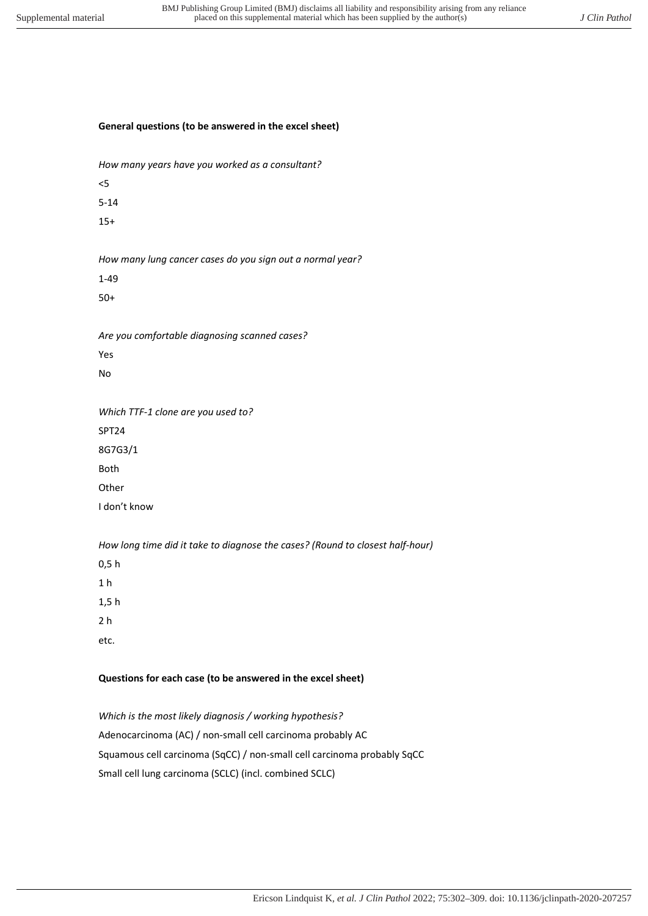**General questions (to be answered in the excel sheet)**

*How many years have you worked as a consultant?*

<5

5-14

15+

*How many lung cancer cases do you sign out a normal year?*

1-49

50+

*Are you comfortable diagnosing scanned cases?*

Yes

No

*Which TTF-1 clone are you used to?*

SPT24

8G7G3/1

Both

Other

I don't know

*How long time did it take to diagnose the cases? (Round to closest half-hour)*

0,5 h

1 h

1,5 h

2 h

etc.

**Questions for each case (to be answered in the excel sheet)**

*Which is the most likely diagnosis / working hypothesis?*

Adenocarcinoma (AC) / non-small cell carcinoma probably AC

Squamous cell carcinoma (SqCC) / non-small cell carcinoma probably SqCC

Small cell lung carcinoma (SCLC) (incl. combined SCLC)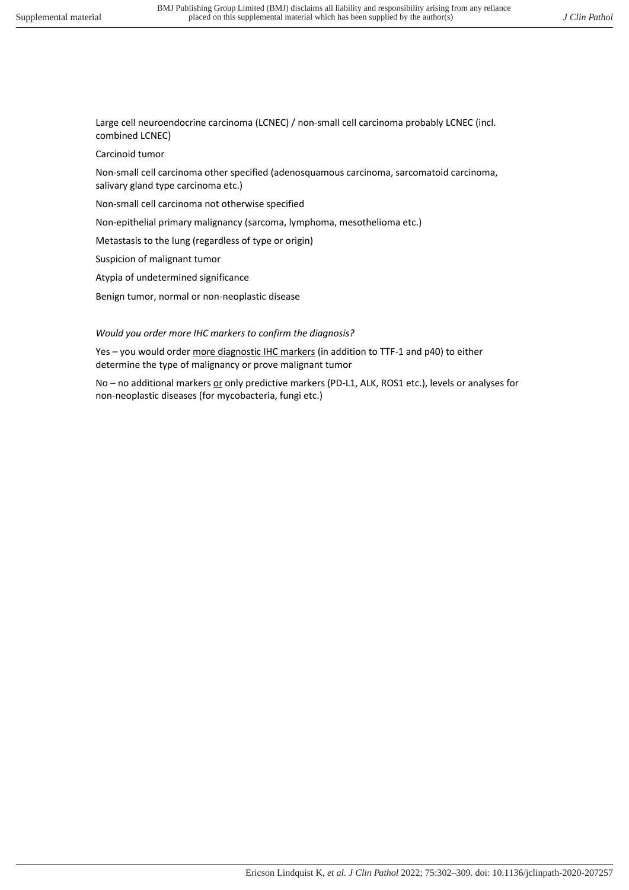Large cell neuroendocrine carcinoma (LCNEC) / non-small cell carcinoma probably LCNEC (incl. combined LCNEC)

Carcinoid tumor

Non-small cell carcinoma other specified (adenosquamous carcinoma, sarcomatoid carcinoma, salivary gland type carcinoma etc.)

Non-small cell carcinoma not otherwise specified

Non-epithelial primary malignancy (sarcoma, lymphoma, mesothelioma etc.)

Metastasis to the lung (regardless of type or origin)

Suspicion of malignant tumor

Atypia of undetermined significance

Benign tumor, normal or non-neoplastic disease

*Would you order more IHC markers to confirm the diagnosis?*

Yes – you would order more diagnostic IHC markers (in addition to TTF-1 and p40) to either determine the type of malignancy or prove malignant tumor

No – no additional markers or only predictive markers (PD-L1, ALK, ROS1 etc.), levels or analyses for non-neoplastic diseases (for mycobacteria, fungi etc.)